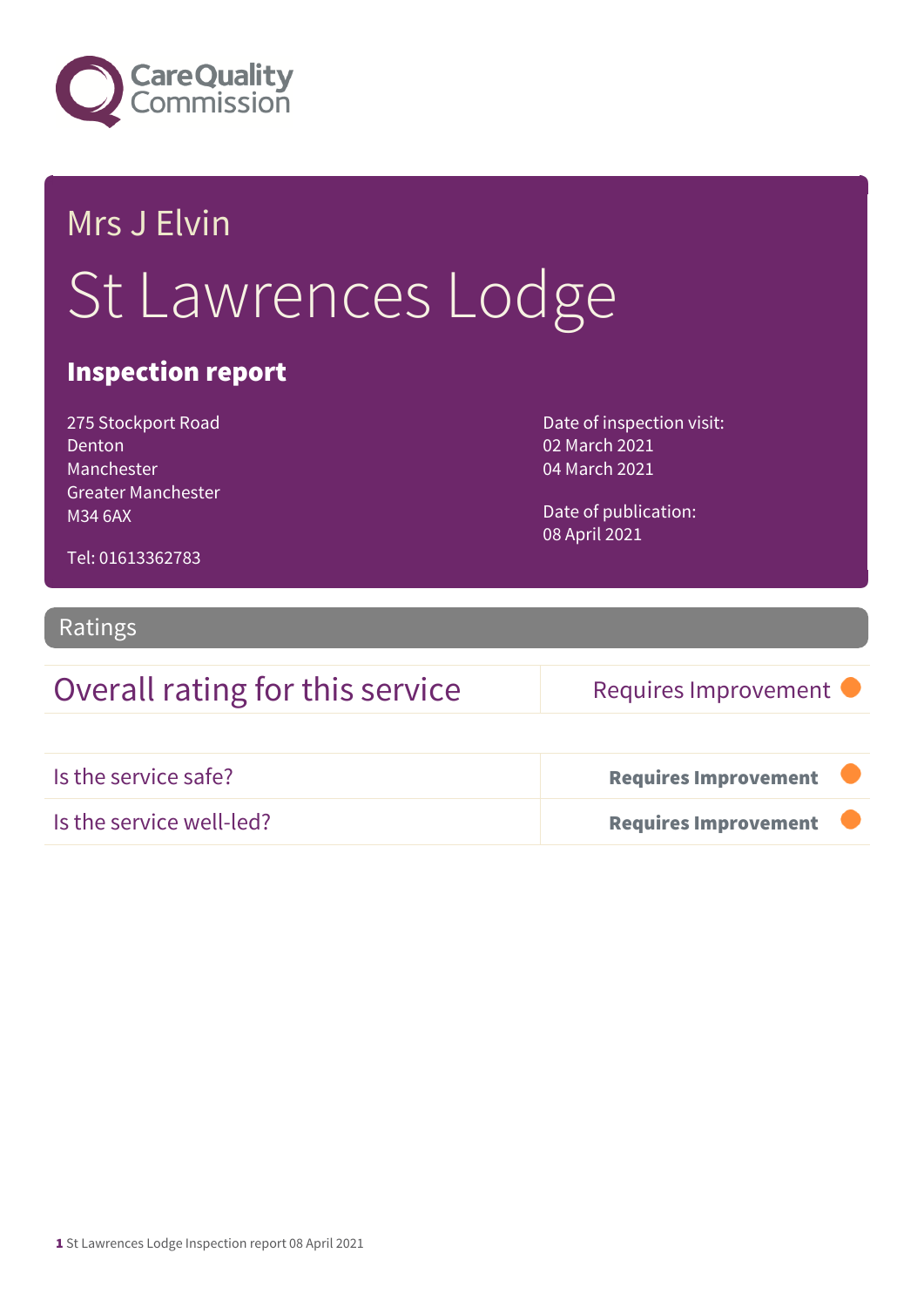Care Quality Commission

Mrs J Elvin

# St Lawrences Lodge

## Inspection report

275 Stockport Road
Denton
Manchester
Greater Manchester
M34 6AX

Tel: 01613362783

Date of inspection visit:
02 March 2021
04 March 2021

Date of publication:
08 April 2021

## Ratings

| Overall rating for this service | Requires Improvement |
|---|---|
| Is the service safe? | **Requires Improvement** |
| Is the service well-led? | **Requires Improvement** |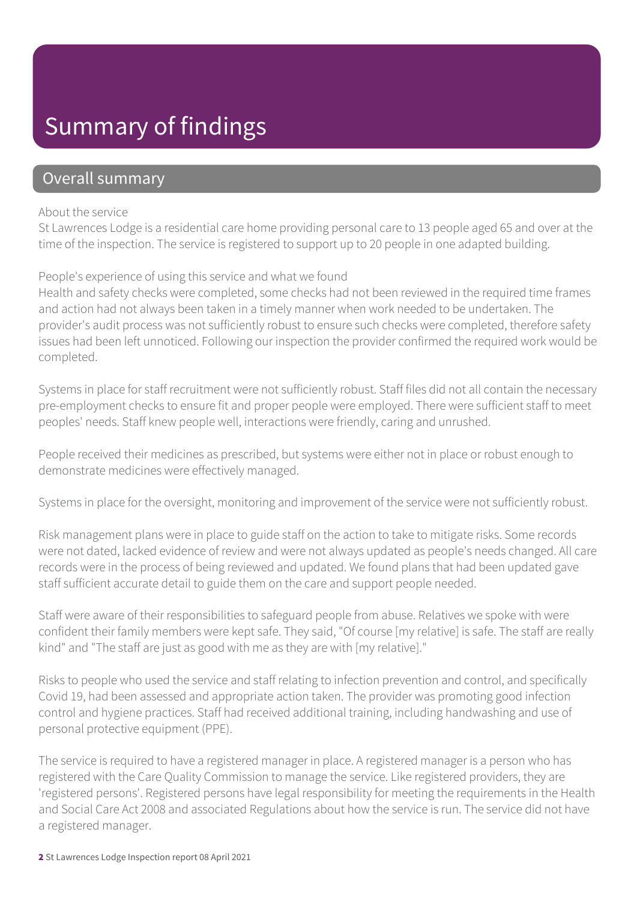# Summary of findings

## Overall summary

About the service

St Lawrences Lodge is a residential care home providing personal care to 13 people aged 65 and over at the time of the inspection. The service is registered to support up to 20 people in one adapted building.

People's experience of using this service and what we found

Health and safety checks were completed, some checks had not been reviewed in the required time frames and action had not always been taken in a timely manner when work needed to be undertaken. The provider's audit process was not sufficiently robust to ensure such checks were completed, therefore safety issues had been left unnoticed. Following our inspection the provider confirmed the required work would be completed.

Systems in place for staff recruitment were not sufficiently robust. Staff files did not all contain the necessary pre-employment checks to ensure fit and proper people were employed. There were sufficient staff to meet peoples' needs. Staff knew people well, interactions were friendly, caring and unrushed.

People received their medicines as prescribed, but systems were either not in place or robust enough to demonstrate medicines were effectively managed.

Systems in place for the oversight, monitoring and improvement of the service were not sufficiently robust.

Risk management plans were in place to guide staff on the action to take to mitigate risks. Some records were not dated, lacked evidence of review and were not always updated as people's needs changed. All care records were in the process of being reviewed and updated. We found plans that had been updated gave staff sufficient accurate detail to guide them on the care and support people needed.

Staff were aware of their responsibilities to safeguard people from abuse. Relatives we spoke with were confident their family members were kept safe. They said, "Of course [my relative] is safe. The staff are really kind" and "The staff are just as good with me as they are with [my relative]."

Risks to people who used the service and staff relating to infection prevention and control, and specifically Covid 19, had been assessed and appropriate action taken. The provider was promoting good infection control and hygiene practices. Staff had received additional training, including handwashing and use of personal protective equipment (PPE).

The service is required to have a registered manager in place. A registered manager is a person who has registered with the Care Quality Commission to manage the service. Like registered providers, they are 'registered persons'. Registered persons have legal responsibility for meeting the requirements in the Health and Social Care Act 2008 and associated Regulations about how the service is run. The service did not have a registered manager.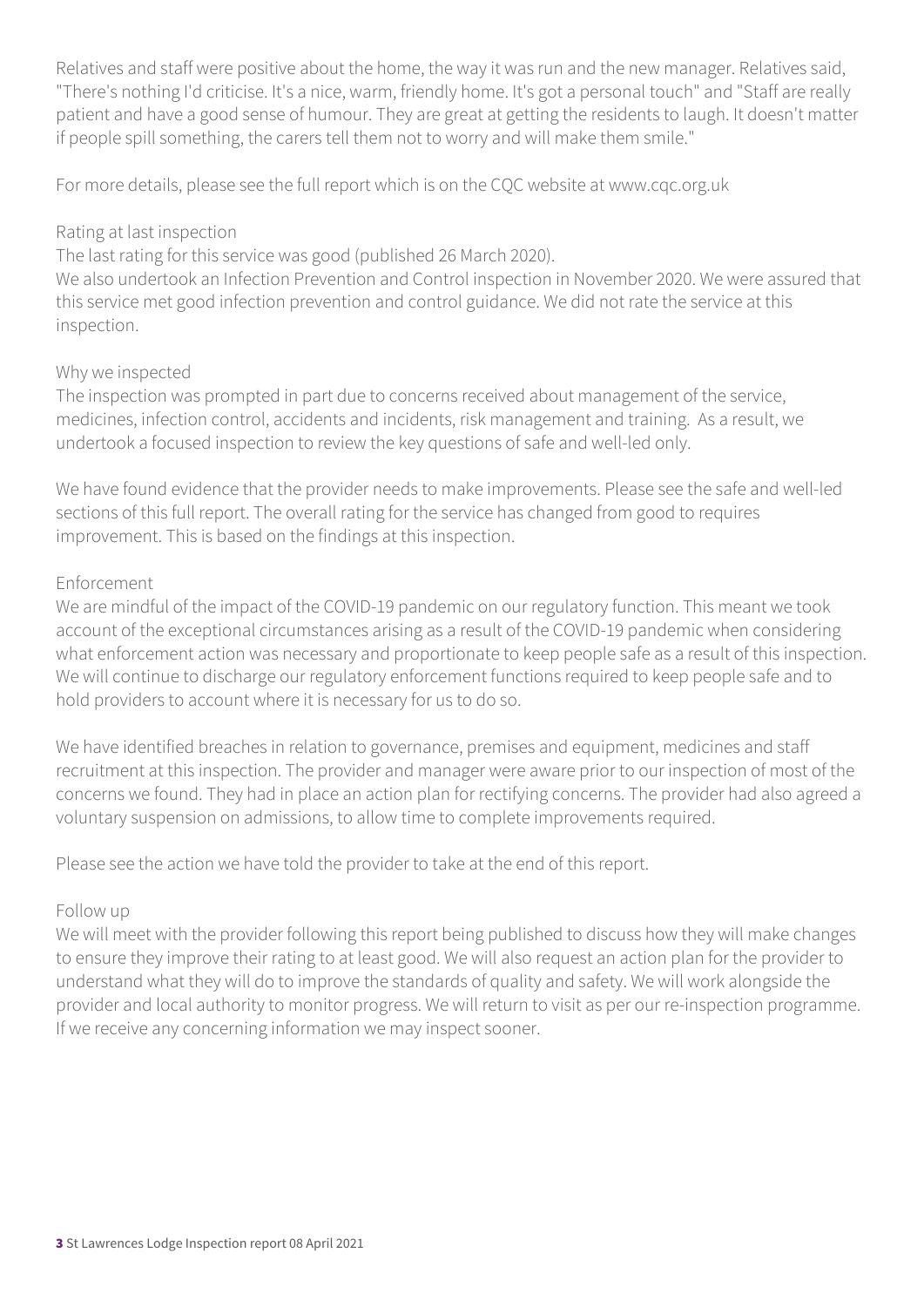Relatives and staff were positive about the home, the way it was run and the new manager. Relatives said, "There's nothing I'd criticise. It's a nice, warm, friendly home. It's got a personal touch" and "Staff are really patient and have a good sense of humour. They are great at getting the residents to laugh. It doesn't matter if people spill something, the carers tell them not to worry and will make them smile."

For more details, please see the full report which is on the CQC website at www.cqc.org.uk

### Rating at last inspection

The last rating for this service was good (published 26 March 2020).

We also undertook an Infection Prevention and Control inspection in November 2020. We were assured that this service met good infection prevention and control guidance. We did not rate the service at this inspection.

### Why we inspected

The inspection was prompted in part due to concerns received about management of the service, medicines, infection control, accidents and incidents, risk management and training. As a result, we undertook a focused inspection to review the key questions of safe and well-led only.

We have found evidence that the provider needs to make improvements. Please see the safe and well-led sections of this full report. The overall rating for the service has changed from good to requires improvement. This is based on the findings at this inspection.

### Enforcement

We are mindful of the impact of the COVID-19 pandemic on our regulatory function. This meant we took account of the exceptional circumstances arising as a result of the COVID-19 pandemic when considering what enforcement action was necessary and proportionate to keep people safe as a result of this inspection. We will continue to discharge our regulatory enforcement functions required to keep people safe and to hold providers to account where it is necessary for us to do so.

We have identified breaches in relation to governance, premises and equipment, medicines and staff recruitment at this inspection. The provider and manager were aware prior to our inspection of most of the concerns we found. They had in place an action plan for rectifying concerns. The provider had also agreed a voluntary suspension on admissions, to allow time to complete improvements required.

Please see the action we have told the provider to take at the end of this report.

### Follow up

We will meet with the provider following this report being published to discuss how they will make changes to ensure they improve their rating to at least good. We will also request an action plan for the provider to understand what they will do to improve the standards of quality and safety. We will work alongside the provider and local authority to monitor progress. We will return to visit as per our re-inspection programme. If we receive any concerning information we may inspect sooner.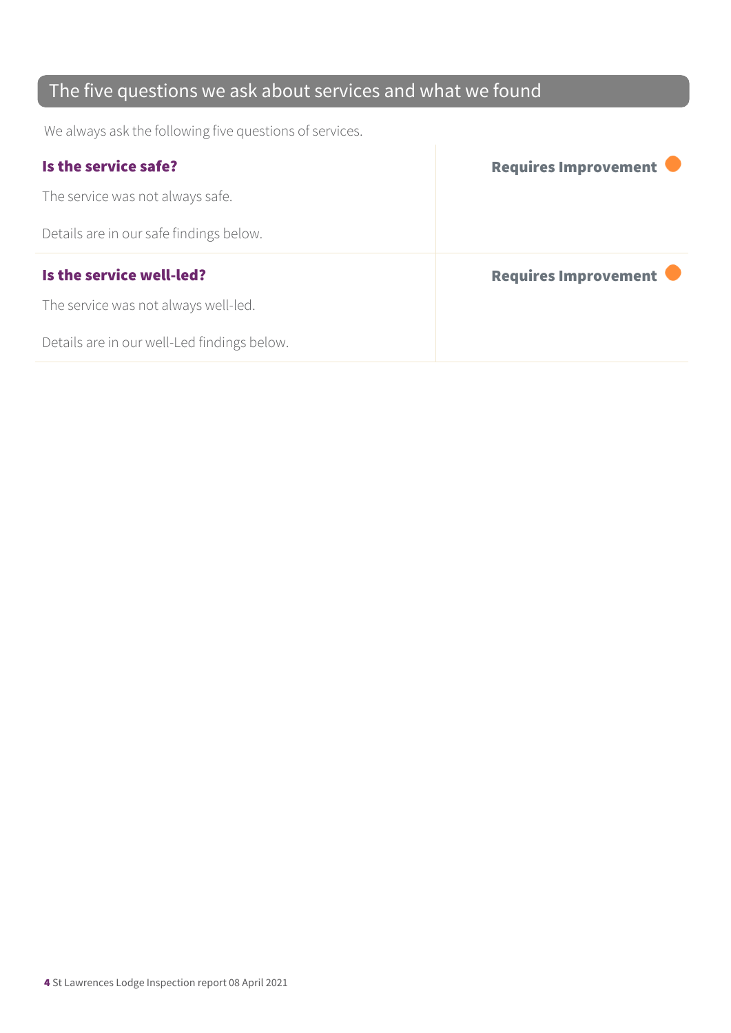## The five questions we ask about services and what we found

We always ask the following five questions of services.

| | |
|---|---|
| **Is the service safe?**<br><br>The service was not always safe.<br><br>Details are in our safe findings below. | **Requires Improvement** |
| **Is the service well-led?**<br><br>The service was not always well-led.<br><br>Details are in our well-Led findings below. | **Requires Improvement** |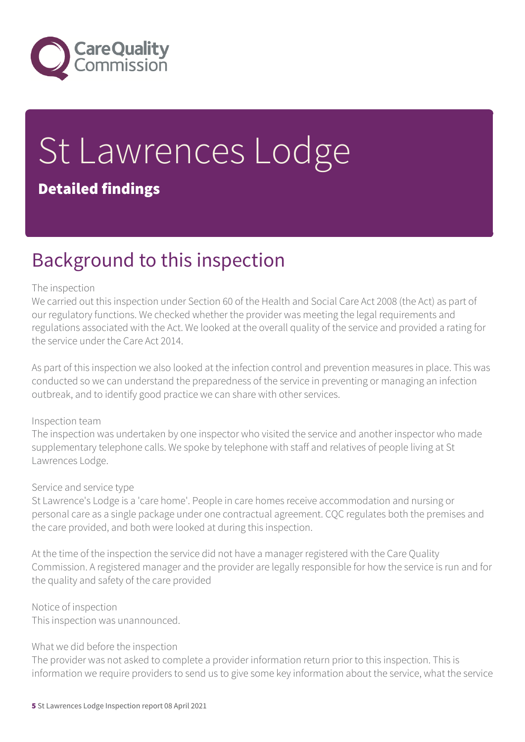# St Lawrences Lodge

## Detailed findings

## Background to this inspection

The inspection

We carried out this inspection under Section 60 of the Health and Social Care Act 2008 (the Act) as part of our regulatory functions. We checked whether the provider was meeting the legal requirements and regulations associated with the Act. We looked at the overall quality of the service and provided a rating for the service under the Care Act 2014.

As part of this inspection we also looked at the infection control and prevention measures in place. This was conducted so we can understand the preparedness of the service in preventing or managing an infection outbreak, and to identify good practice we can share with other services.

Inspection team

The inspection was undertaken by one inspector who visited the service and another inspector who made supplementary telephone calls. We spoke by telephone with staff and relatives of people living at St Lawrences Lodge.

Service and service type

St Lawrence's Lodge is a 'care home'. People in care homes receive accommodation and nursing or personal care as a single package under one contractual agreement. CQC regulates both the premises and the care provided, and both were looked at during this inspection.

At the time of the inspection the service did not have a manager registered with the Care Quality Commission. A registered manager and the provider are legally responsible for how the service is run and for the quality and safety of the care provided

Notice of inspection

This inspection was unannounced.

What we did before the inspection

The provider was not asked to complete a provider information return prior to this inspection. This is information we require providers to send us to give some key information about the service, what the service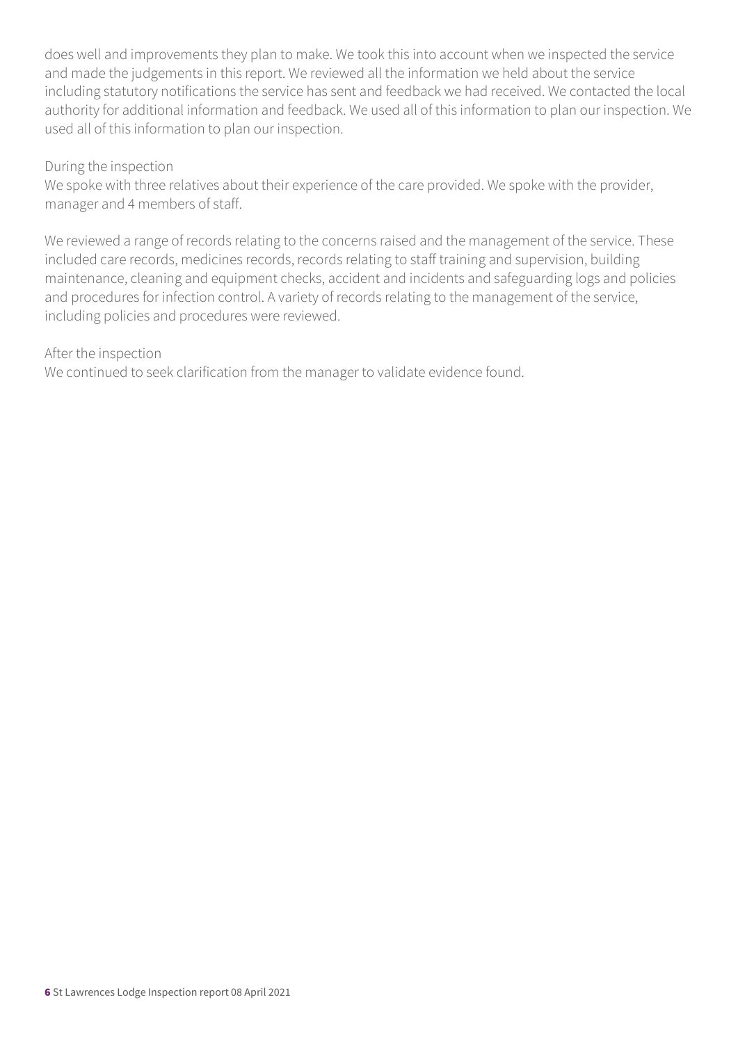does well and improvements they plan to make. We took this into account when we inspected the service and made the judgements in this report. We reviewed all the information we held about the service including statutory notifications the service has sent and feedback we had received. We contacted the local authority for additional information and feedback. We used all of this information to plan our inspection. We used all of this information to plan our inspection.

During the inspection
We spoke with three relatives about their experience of the care provided. We spoke with the provider, manager and 4 members of staff.

We reviewed a range of records relating to the concerns raised and the management of the service. These included care records, medicines records, records relating to staff training and supervision, building maintenance, cleaning and equipment checks, accident and incidents and safeguarding logs and policies and procedures for infection control. A variety of records relating to the management of the service, including policies and procedures were reviewed.

After the inspection
We continued to seek clarification from the manager to validate evidence found.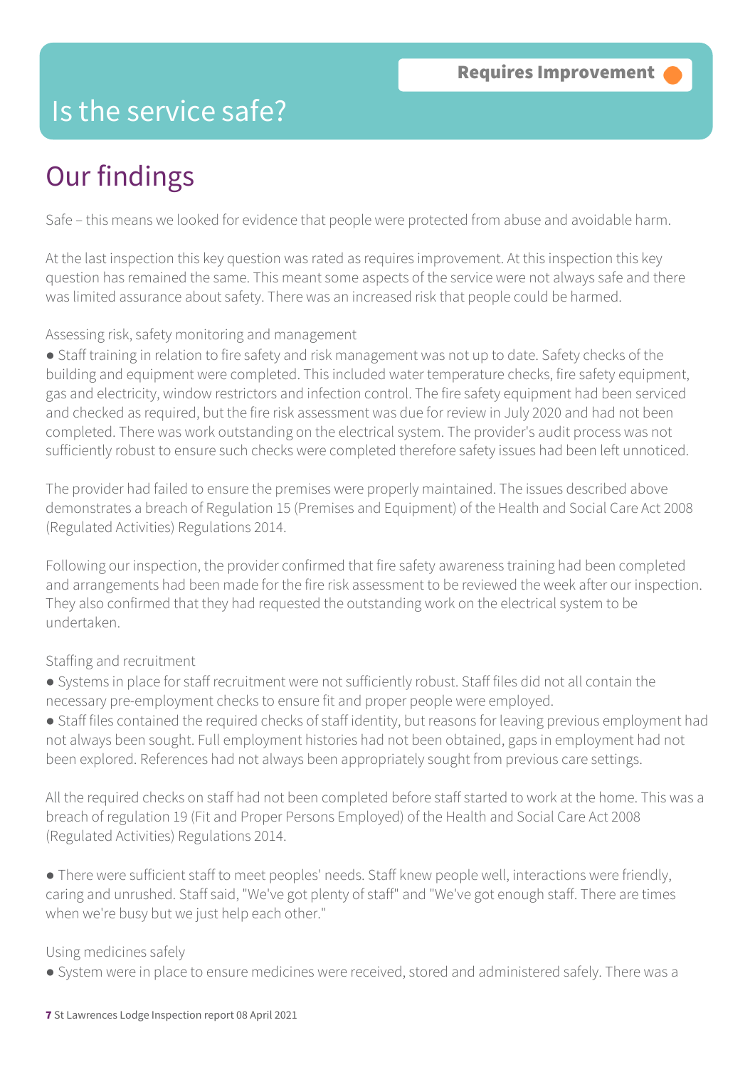# Is the service safe?

**Requires Improvement**

## Our findings

Safe – this means we looked for evidence that people were protected from abuse and avoidable harm.

At the last inspection this key question was rated as requires improvement. At this inspection this key question has remained the same. This meant some aspects of the service were not always safe and there was limited assurance about safety. There was an increased risk that people could be harmed.

Assessing risk, safety monitoring and management

- Staff training in relation to fire safety and risk management was not up to date. Safety checks of the building and equipment were completed. This included water temperature checks, fire safety equipment, gas and electricity, window restrictors and infection control. The fire safety equipment had been serviced and checked as required, but the fire risk assessment was due for review in July 2020 and had not been completed. There was work outstanding on the electrical system. The provider's audit process was not sufficiently robust to ensure such checks were completed therefore safety issues had been left unnoticed.

The provider had failed to ensure the premises were properly maintained. The issues described above demonstrates a breach of Regulation 15 (Premises and Equipment) of the Health and Social Care Act 2008 (Regulated Activities) Regulations 2014.

Following our inspection, the provider confirmed that fire safety awareness training had been completed and arrangements had been made for the fire risk assessment to be reviewed the week after our inspection. They also confirmed that they had requested the outstanding work on the electrical system to be undertaken.

Staffing and recruitment

- Systems in place for staff recruitment were not sufficiently robust. Staff files did not all contain the necessary pre-employment checks to ensure fit and proper people were employed.
- Staff files contained the required checks of staff identity, but reasons for leaving previous employment had not always been sought. Full employment histories had not been obtained, gaps in employment had not been explored. References had not always been appropriately sought from previous care settings.

All the required checks on staff had not been completed before staff started to work at the home. This was a breach of regulation 19 (Fit and Proper Persons Employed) of the Health and Social Care Act 2008 (Regulated Activities) Regulations 2014.

- There were sufficient staff to meet peoples' needs. Staff knew people well, interactions were friendly, caring and unrushed. Staff said, "We've got plenty of staff" and "We've got enough staff. There are times when we're busy but we just help each other."

Using medicines safely

- System were in place to ensure medicines were received, stored and administered safely. There was a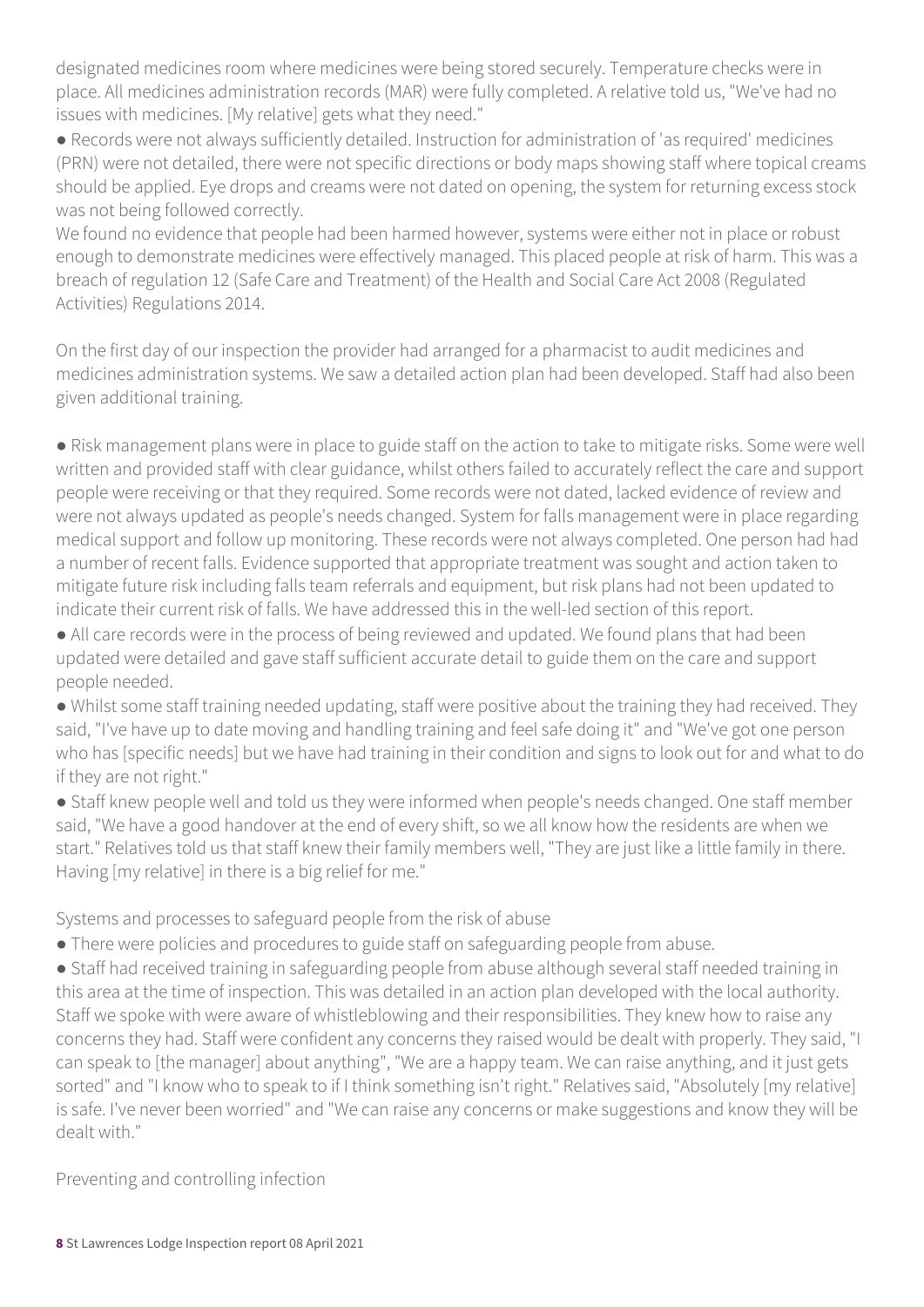designated medicines room where medicines were being stored securely. Temperature checks were in place. All medicines administration records (MAR) were fully completed. A relative told us, "We've had no issues with medicines. [My relative] gets what they need."

- Records were not always sufficiently detailed. Instruction for administration of 'as required' medicines (PRN) were not detailed, there were not specific directions or body maps showing staff where topical creams should be applied. Eye drops and creams were not dated on opening, the system for returning excess stock was not being followed correctly.

We found no evidence that people had been harmed however, systems were either not in place or robust enough to demonstrate medicines were effectively managed. This placed people at risk of harm. This was a breach of regulation 12 (Safe Care and Treatment) of the Health and Social Care Act 2008 (Regulated Activities) Regulations 2014.

On the first day of our inspection the provider had arranged for a pharmacist to audit medicines and medicines administration systems. We saw a detailed action plan had been developed. Staff had also been given additional training.

- Risk management plans were in place to guide staff on the action to take to mitigate risks. Some were well written and provided staff with clear guidance, whilst others failed to accurately reflect the care and support people were receiving or that they required. Some records were not dated, lacked evidence of review and were not always updated as people's needs changed. System for falls management were in place regarding medical support and follow up monitoring. These records were not always completed. One person had had a number of recent falls. Evidence supported that appropriate treatment was sought and action taken to mitigate future risk including falls team referrals and equipment, but risk plans had not been updated to indicate their current risk of falls. We have addressed this in the well-led section of this report.
- All care records were in the process of being reviewed and updated. We found plans that had been updated were detailed and gave staff sufficient accurate detail to guide them on the care and support people needed.
- Whilst some staff training needed updating, staff were positive about the training they had received. They said, "I've have up to date moving and handling training and feel safe doing it" and "We've got one person who has [specific needs] but we have had training in their condition and signs to look out for and what to do if they are not right."
- Staff knew people well and told us they were informed when people's needs changed. One staff member said, "We have a good handover at the end of every shift, so we all know how the residents are when we start." Relatives told us that staff knew their family members well, "They are just like a little family in there. Having [my relative] in there is a big relief for me."

Systems and processes to safeguard people from the risk of abuse

- There were policies and procedures to guide staff on safeguarding people from abuse.
- Staff had received training in safeguarding people from abuse although several staff needed training in this area at the time of inspection. This was detailed in an action plan developed with the local authority. Staff we spoke with were aware of whistleblowing and their responsibilities. They knew how to raise any concerns they had. Staff were confident any concerns they raised would be dealt with properly. They said, "I can speak to [the manager] about anything", "We are a happy team. We can raise anything, and it just gets sorted" and "I know who to speak to if I think something isn't right." Relatives said, "Absolutely [my relative] is safe. I've never been worried" and "We can raise any concerns or make suggestions and know they will be dealt with."

Preventing and controlling infection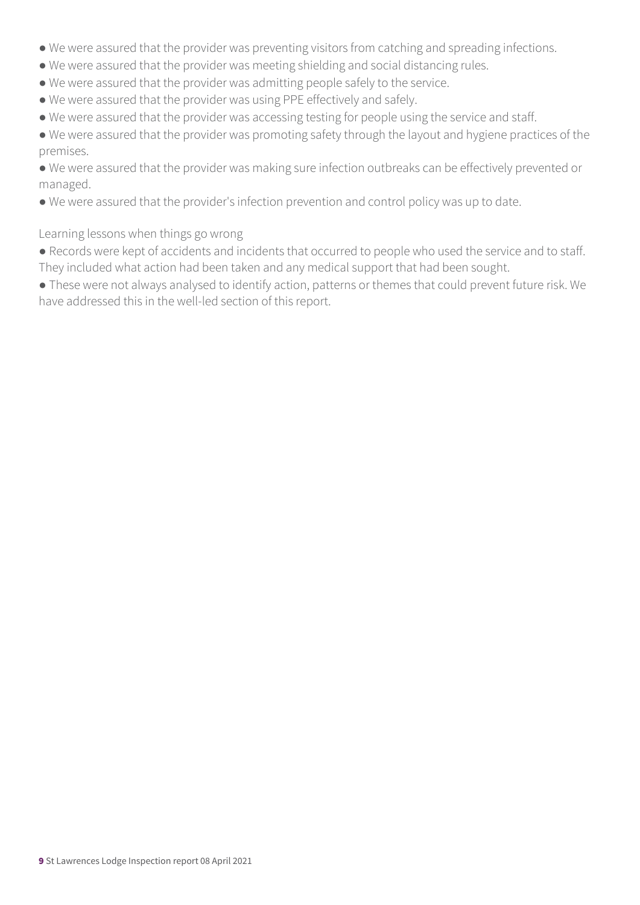- We were assured that the provider was preventing visitors from catching and spreading infections.
- We were assured that the provider was meeting shielding and social distancing rules.
- We were assured that the provider was admitting people safely to the service.
- We were assured that the provider was using PPE effectively and safely.
- We were assured that the provider was accessing testing for people using the service and staff.
- We were assured that the provider was promoting safety through the layout and hygiene practices of the premises.
- We were assured that the provider was making sure infection outbreaks can be effectively prevented or managed.
- We were assured that the provider's infection prevention and control policy was up to date.

Learning lessons when things go wrong

- Records were kept of accidents and incidents that occurred to people who used the service and to staff. They included what action had been taken and any medical support that had been sought.
- These were not always analysed to identify action, patterns or themes that could prevent future risk. We have addressed this in the well-led section of this report.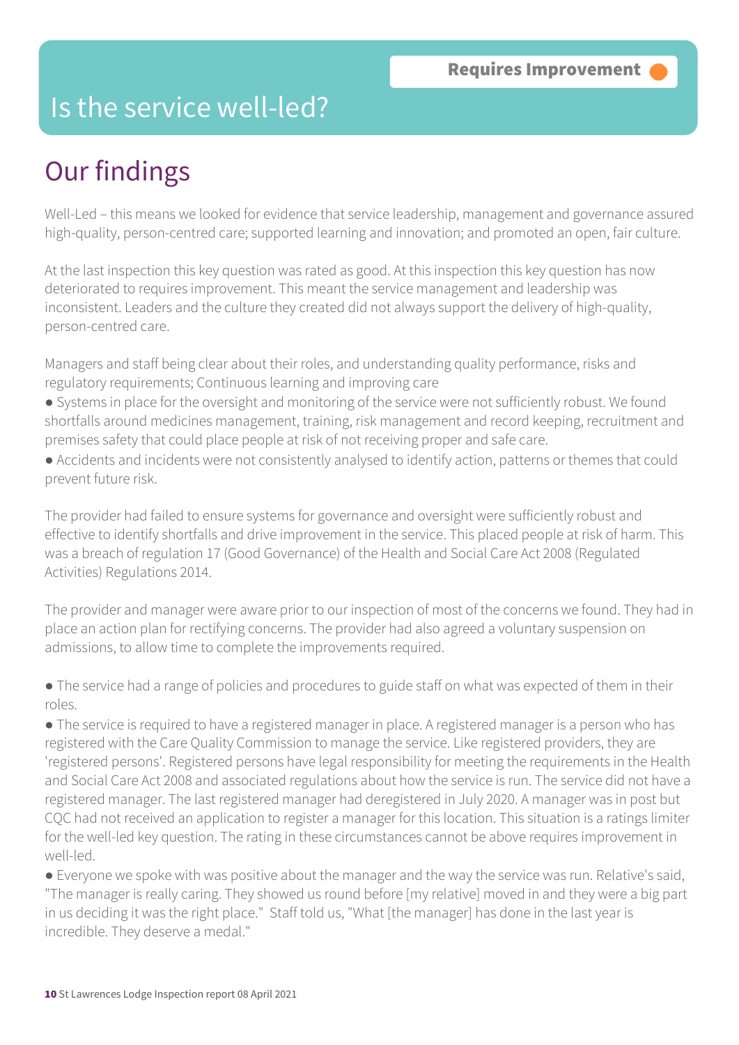# Is the service well-led?

**Requires Improvement**

## Our findings

Well-Led – this means we looked for evidence that service leadership, management and governance assured high-quality, person-centred care; supported learning and innovation; and promoted an open, fair culture.

At the last inspection this key question was rated as good. At this inspection this key question has now deteriorated to requires improvement. This meant the service management and leadership was inconsistent. Leaders and the culture they created did not always support the delivery of high-quality, person-centred care.

Managers and staff being clear about their roles, and understanding quality performance, risks and regulatory requirements; Continuous learning and improving care

- Systems in place for the oversight and monitoring of the service were not sufficiently robust. We found shortfalls around medicines management, training, risk management and record keeping, recruitment and premises safety that could place people at risk of not receiving proper and safe care.
- Accidents and incidents were not consistently analysed to identify action, patterns or themes that could prevent future risk.

The provider had failed to ensure systems for governance and oversight were sufficiently robust and effective to identify shortfalls and drive improvement in the service. This placed people at risk of harm. This was a breach of regulation 17 (Good Governance) of the Health and Social Care Act 2008 (Regulated Activities) Regulations 2014.

The provider and manager were aware prior to our inspection of most of the concerns we found. They had in place an action plan for rectifying concerns. The provider had also agreed a voluntary suspension on admissions, to allow time to complete the improvements required.

- The service had a range of policies and procedures to guide staff on what was expected of them in their roles.
- The service is required to have a registered manager in place. A registered manager is a person who has registered with the Care Quality Commission to manage the service. Like registered providers, they are 'registered persons'. Registered persons have legal responsibility for meeting the requirements in the Health and Social Care Act 2008 and associated regulations about how the service is run. The service did not have a registered manager. The last registered manager had deregistered in July 2020. A manager was in post but CQC had not received an application to register a manager for this location. This situation is a ratings limiter for the well-led key question. The rating in these circumstances cannot be above requires improvement in well-led.
- Everyone we spoke with was positive about the manager and the way the service was run. Relative's said, "The manager is really caring. They showed us round before [my relative] moved in and they were a big part in us deciding it was the right place." Staff told us, "What [the manager] has done in the last year is incredible. They deserve a medal."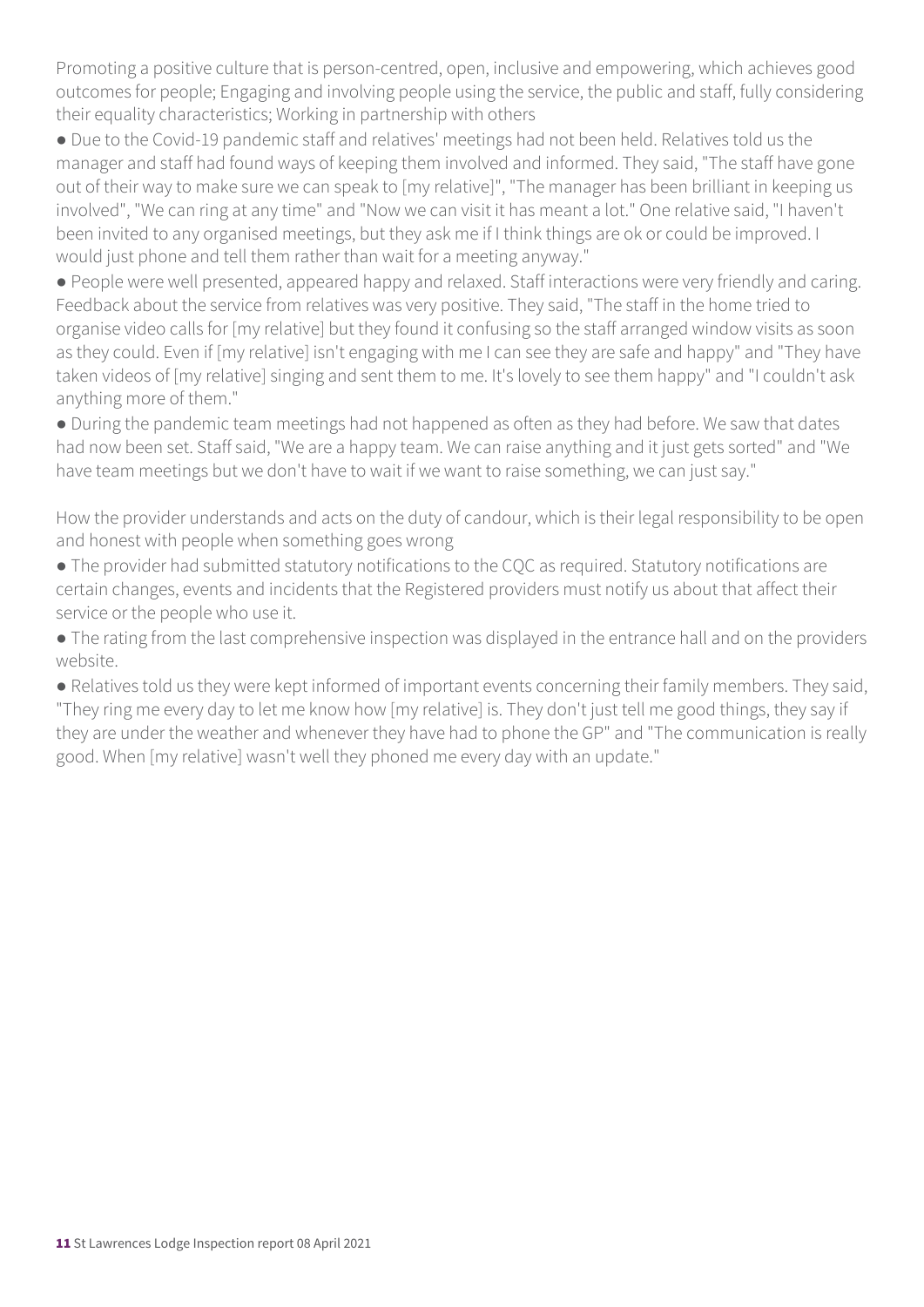Promoting a positive culture that is person-centred, open, inclusive and empowering, which achieves good outcomes for people; Engaging and involving people using the service, the public and staff, fully considering their equality characteristics; Working in partnership with others

- Due to the Covid-19 pandemic staff and relatives' meetings had not been held. Relatives told us the manager and staff had found ways of keeping them involved and informed. They said, "The staff have gone out of their way to make sure we can speak to [my relative]", "The manager has been brilliant in keeping us involved", "We can ring at any time" and "Now we can visit it has meant a lot." One relative said, "I haven't been invited to any organised meetings, but they ask me if I think things are ok or could be improved. I would just phone and tell them rather than wait for a meeting anyway."
- People were well presented, appeared happy and relaxed. Staff interactions were very friendly and caring. Feedback about the service from relatives was very positive. They said, "The staff in the home tried to organise video calls for [my relative] but they found it confusing so the staff arranged window visits as soon as they could. Even if [my relative] isn't engaging with me I can see they are safe and happy" and "They have taken videos of [my relative] singing and sent them to me. It's lovely to see them happy" and "I couldn't ask anything more of them."
- During the pandemic team meetings had not happened as often as they had before. We saw that dates had now been set. Staff said, "We are a happy team. We can raise anything and it just gets sorted" and "We have team meetings but we don't have to wait if we want to raise something, we can just say."

How the provider understands and acts on the duty of candour, which is their legal responsibility to be open and honest with people when something goes wrong

- The provider had submitted statutory notifications to the CQC as required. Statutory notifications are certain changes, events and incidents that the Registered providers must notify us about that affect their service or the people who use it.
- The rating from the last comprehensive inspection was displayed in the entrance hall and on the providers website.
- Relatives told us they were kept informed of important events concerning their family members. They said, "They ring me every day to let me know how [my relative] is. They don't just tell me good things, they say if they are under the weather and whenever they have had to phone the GP" and "The communication is really good. When [my relative] wasn't well they phoned me every day with an update."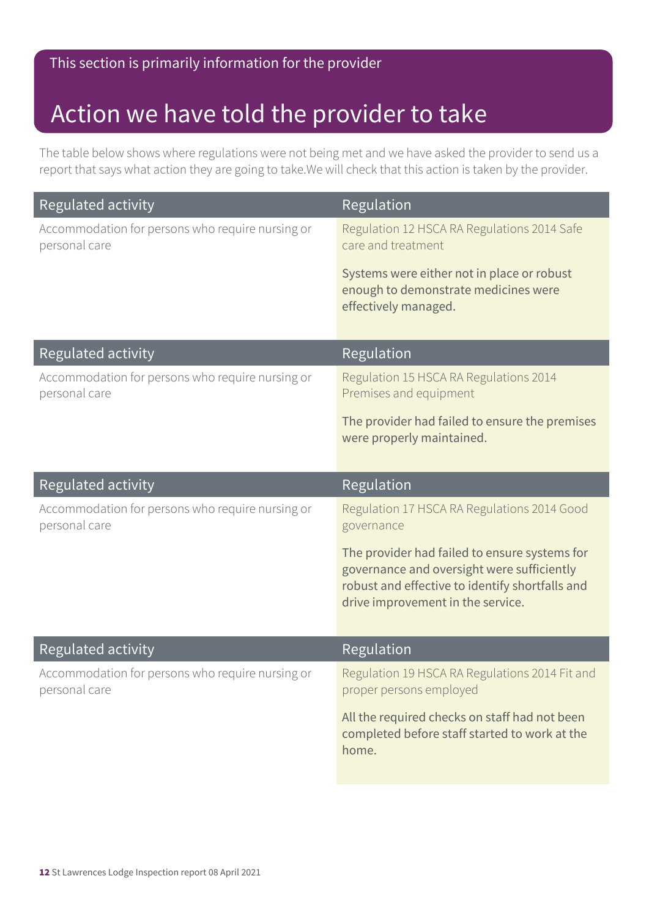This section is primarily information for the provider

# Action we have told the provider to take

The table below shows where regulations were not being met and we have asked the provider to send us a report that says what action they are going to take.We will check that this action is taken by the provider.

| Regulated activity | Regulation |
|---|---|
| Accommodation for persons who require nursing or personal care | Regulation 12 HSCA RA Regulations 2014 Safe care and treatment<br><br>Systems were either not in place or robust enough to demonstrate medicines were effectively managed. |

| Regulated activity | Regulation |
|---|---|
| Accommodation for persons who require nursing or personal care | Regulation 15 HSCA RA Regulations 2014 Premises and equipment<br><br>The provider had failed to ensure the premises were properly maintained. |

| Regulated activity | Regulation |
|---|---|
| Accommodation for persons who require nursing or personal care | Regulation 17 HSCA RA Regulations 2014 Good governance<br><br>The provider had failed to ensure systems for governance and oversight were sufficiently robust and effective to identify shortfalls and drive improvement in the service. |

| Regulated activity | Regulation |
|---|---|
| Accommodation for persons who require nursing or personal care | Regulation 19 HSCA RA Regulations 2014 Fit and proper persons employed<br><br>All the required checks on staff had not been completed before staff started to work at the home. |